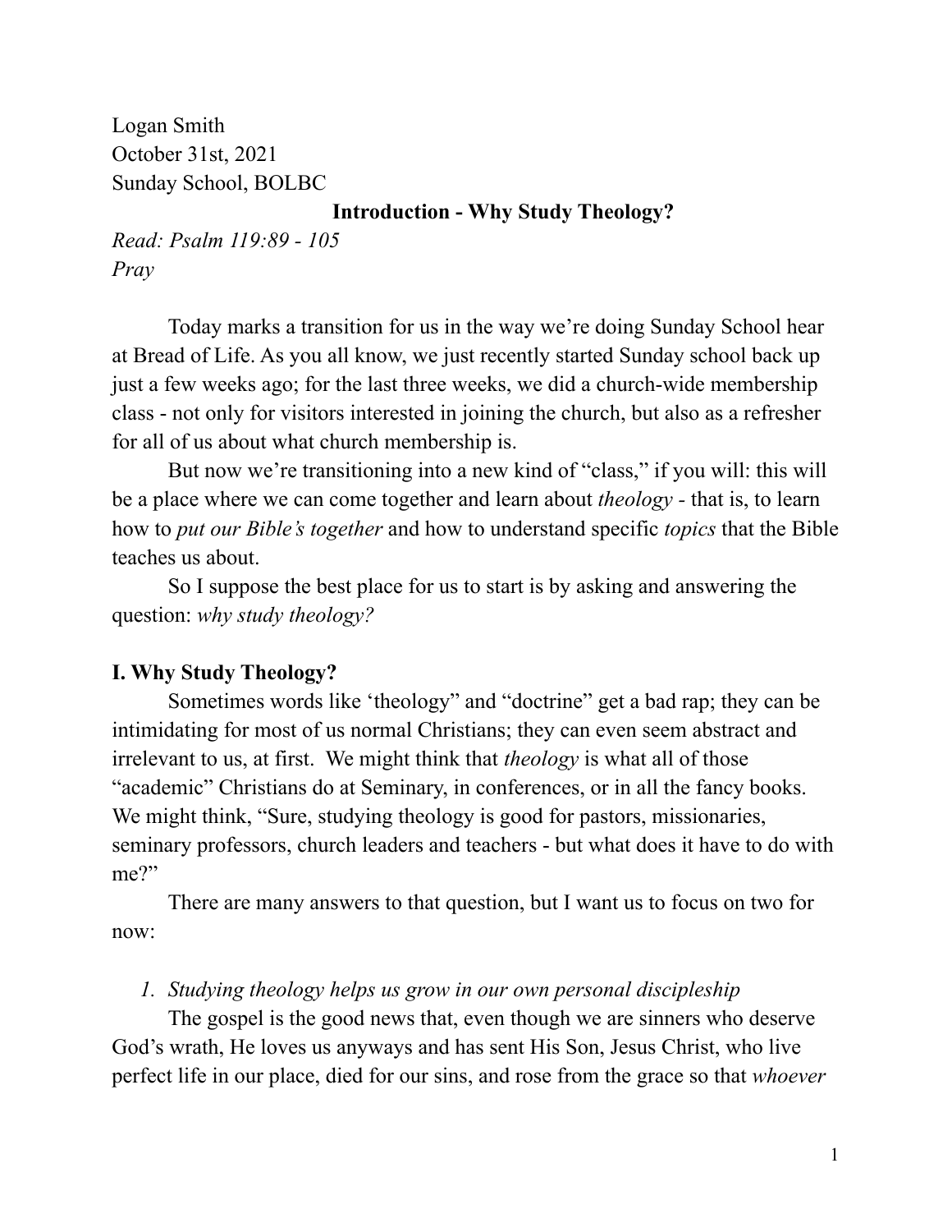Logan Smith
October 31st, 2021
Sunday School, BOLBC

## Introduction - Why Study Theology?

*Read: Psalm 119:89 - 105*
*Pray*

Today marks a transition for us in the way we're doing Sunday School hear at Bread of Life. As you all know, we just recently started Sunday school back up just a few weeks ago; for the last three weeks, we did a church-wide membership class - not only for visitors interested in joining the church, but also as a refresher for all of us about what church membership is.

But now we're transitioning into a new kind of "class," if you will: this will be a place where we can come together and learn about *theology* - that is, to learn how to *put our Bible's together* and how to understand specific *topics* that the Bible teaches us about.

So I suppose the best place for us to start is by asking and answering the question: *why study theology?*

### I. Why Study Theology?

Sometimes words like 'theology" and "doctrine" get a bad rap; they can be intimidating for most of us normal Christians; they can even seem abstract and irrelevant to us, at first. We might think that *theology* is what all of those "academic" Christians do at Seminary, in conferences, or in all the fancy books. We might think, "Sure, studying theology is good for pastors, missionaries, seminary professors, church leaders and teachers - but what does it have to do with me?"

There are many answers to that question, but I want us to focus on two for now:

1. *Studying theology helps us grow in our own personal discipleship*

The gospel is the good news that, even though we are sinners who deserve God's wrath, He loves us anyways and has sent His Son, Jesus Christ, who live perfect life in our place, died for our sins, and rose from the grace so that *whoever*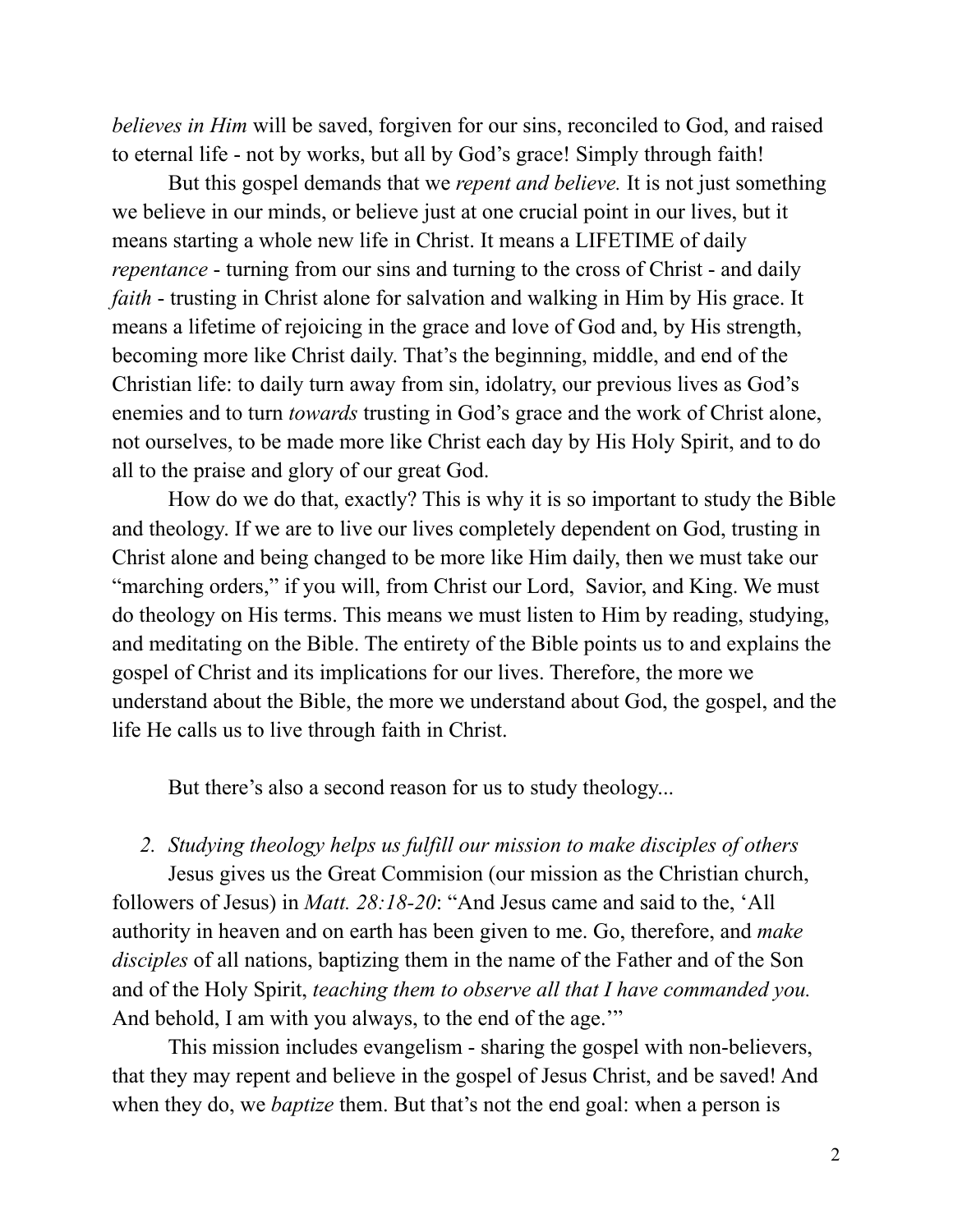*believes in Him* will be saved, forgiven for our sins, reconciled to God, and raised to eternal life - not by works, but all by God's grace! Simply through faith!

But this gospel demands that we *repent and believe.* It is not just something we believe in our minds, or believe just at one crucial point in our lives, but it means starting a whole new life in Christ. It means a LIFETIME of daily *repentance* - turning from our sins and turning to the cross of Christ - and daily *faith* - trusting in Christ alone for salvation and walking in Him by His grace. It means a lifetime of rejoicing in the grace and love of God and, by His strength, becoming more like Christ daily. That's the beginning, middle, and end of the Christian life: to daily turn away from sin, idolatry, our previous lives as God's enemies and to turn *towards* trusting in God's grace and the work of Christ alone, not ourselves, to be made more like Christ each day by His Holy Spirit, and to do all to the praise and glory of our great God.

How do we do that, exactly? This is why it is so important to study the Bible and theology. If we are to live our lives completely dependent on God, trusting in Christ alone and being changed to be more like Him daily, then we must take our "marching orders," if you will, from Christ our Lord, Savior, and King. We must do theology on His terms. This means we must listen to Him by reading, studying, and meditating on the Bible. The entirety of the Bible points us to and explains the gospel of Christ and its implications for our lives. Therefore, the more we understand about the Bible, the more we understand about God, the gospel, and the life He calls us to live through faith in Christ.

But there's also a second reason for us to study theology...

2. *Studying theology helps us fulfill our mission to make disciples of others*

Jesus gives us the Great Commision (our mission as the Christian church, followers of Jesus) in *Matt. 28:18-20*: "And Jesus came and said to the, 'All authority in heaven and on earth has been given to me. Go, therefore, and *make disciples* of all nations, baptizing them in the name of the Father and of the Son and of the Holy Spirit, *teaching them to observe all that I have commanded you.* And behold, I am with you always, to the end of the age.'"

This mission includes evangelism - sharing the gospel with non-believers, that they may repent and believe in the gospel of Jesus Christ, and be saved! And when they do, we *baptize* them. But that's not the end goal: when a person is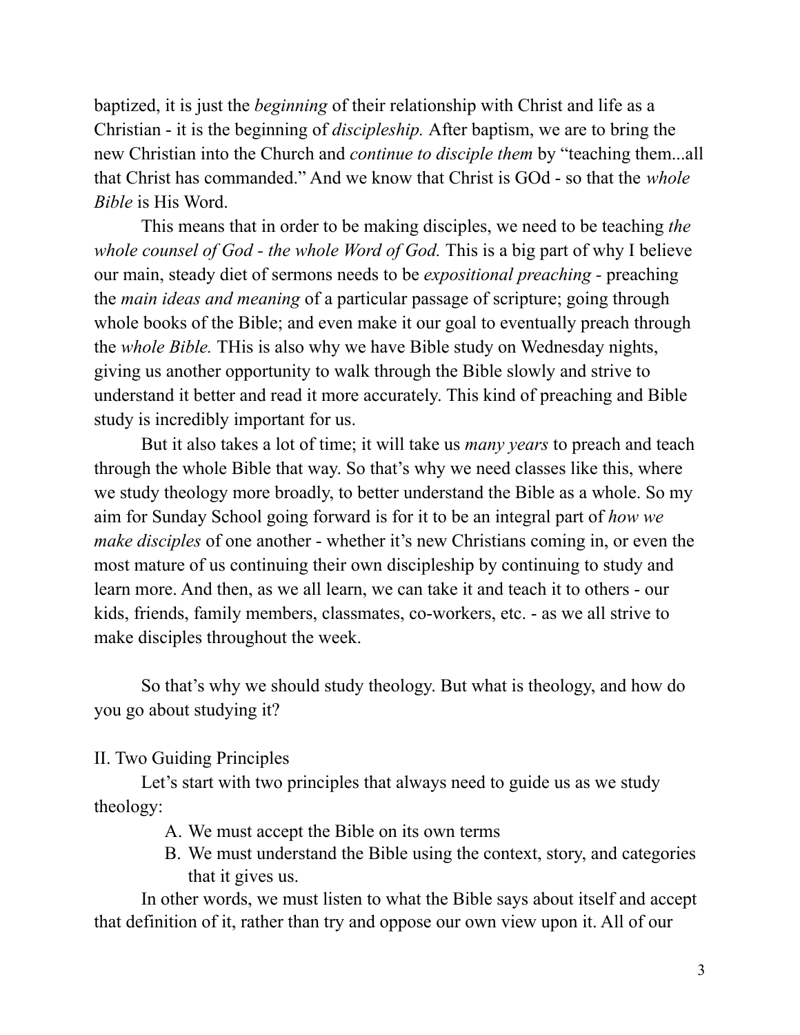baptized, it is just the *beginning* of their relationship with Christ and life as a Christian - it is the beginning of *discipleship.* After baptism, we are to bring the new Christian into the Church and *continue to disciple them* by "teaching them...all that Christ has commanded." And we know that Christ is GOd - so that the *whole Bible* is His Word.

This means that in order to be making disciples, we need to be teaching *the whole counsel of God - the whole Word of God.* This is a big part of why I believe our main, steady diet of sermons needs to be *expositional preaching* - preaching the *main ideas and meaning* of a particular passage of scripture; going through whole books of the Bible; and even make it our goal to eventually preach through the *whole Bible.* THis is also why we have Bible study on Wednesday nights, giving us another opportunity to walk through the Bible slowly and strive to understand it better and read it more accurately. This kind of preaching and Bible study is incredibly important for us.

But it also takes a lot of time; it will take us *many years* to preach and teach through the whole Bible that way. So that's why we need classes like this, where we study theology more broadly, to better understand the Bible as a whole. So my aim for Sunday School going forward is for it to be an integral part of *how we make disciples* of one another - whether it's new Christians coming in, or even the most mature of us continuing their own discipleship by continuing to study and learn more. And then, as we all learn, we can take it and teach it to others - our kids, friends, family members, classmates, co-workers, etc. - as we all strive to make disciples throughout the week.

So that's why we should study theology. But what is theology, and how do you go about studying it?

II. Two Guiding Principles

Let's start with two principles that always need to guide us as we study theology:

A. We must accept the Bible on its own terms
B. We must understand the Bible using the context, story, and categories that it gives us.

In other words, we must listen to what the Bible says about itself and accept that definition of it, rather than try and oppose our own view upon it. All of our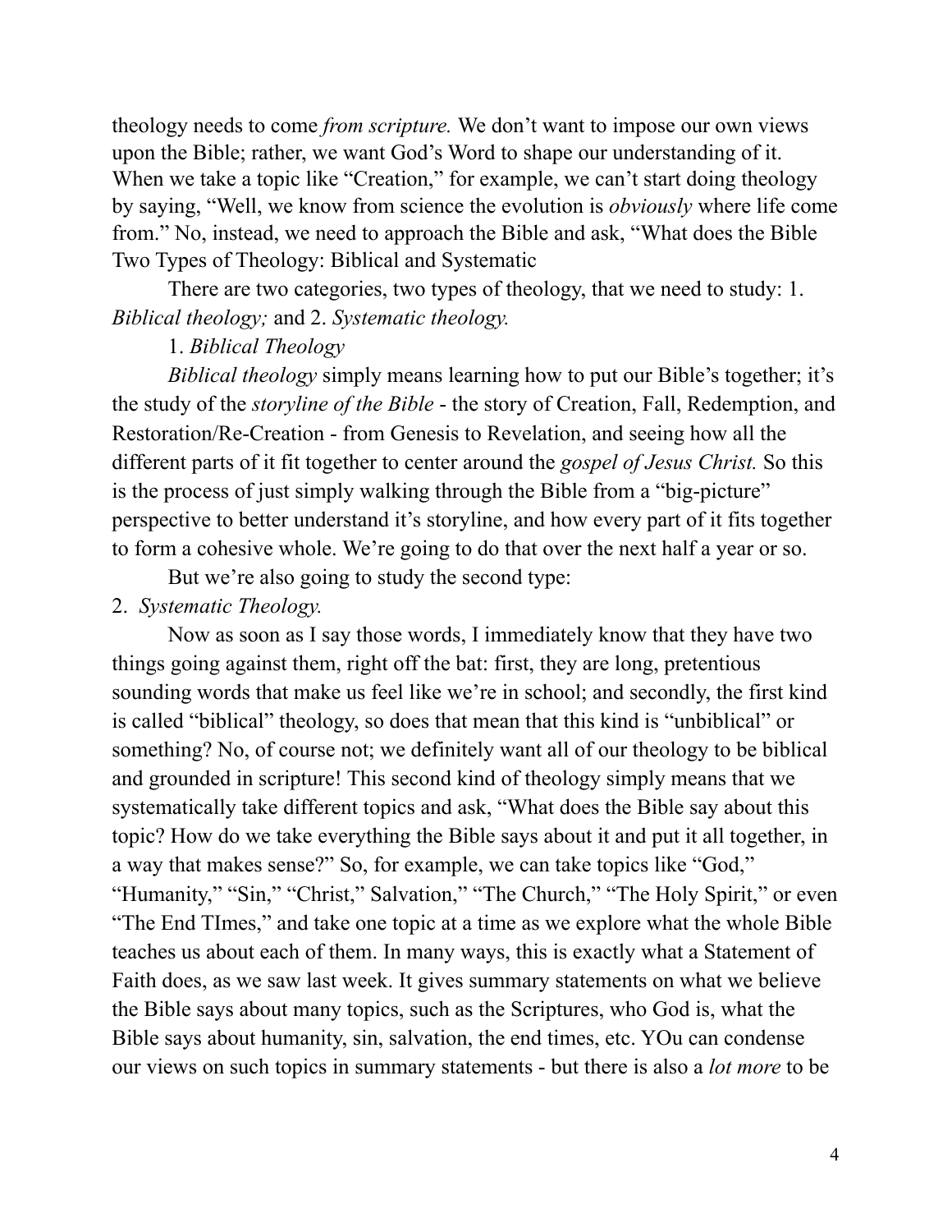theology needs to come *from scripture.* We don't want to impose our own views upon the Bible; rather, we want God's Word to shape our understanding of it. When we take a topic like "Creation," for example, we can't start doing theology by saying, "Well, we know from science the evolution is *obviously* where life come from." No, instead, we need to approach the Bible and ask, "What does the Bible

## Two Types of Theology: Biblical and Systematic

There are two categories, two types of theology, that we need to study: 1. *Biblical theology;* and 2. *Systematic theology.*

### 1. *Biblical Theology*

*Biblical theology* simply means learning how to put our Bible's together; it's the study of the *storyline of the Bible* - the story of Creation, Fall, Redemption, and Restoration/Re-Creation - from Genesis to Revelation, and seeing how all the different parts of it fit together to center around the *gospel of Jesus Christ.* So this is the process of just simply walking through the Bible from a "big-picture" perspective to better understand it's storyline, and how every part of it fits together to form a cohesive whole. We're going to do that over the next half a year or so.

But we're also going to study the second type:

### 2. *Systematic Theology.*

Now as soon as I say those words, I immediately know that they have two things going against them, right off the bat: first, they are long, pretentious sounding words that make us feel like we're in school; and secondly, the first kind is called "biblical" theology, so does that mean that this kind is "unbiblical" or something? No, of course not; we definitely want all of our theology to be biblical and grounded in scripture! This second kind of theology simply means that we systematically take different topics and ask, "What does the Bible say about this topic? How do we take everything the Bible says about it and put it all together, in a way that makes sense?" So, for example, we can take topics like "God," "Humanity," "Sin," "Christ," Salvation," "The Church," "The Holy Spirit," or even "The End TImes," and take one topic at a time as we explore what the whole Bible teaches us about each of them. In many ways, this is exactly what a Statement of Faith does, as we saw last week. It gives summary statements on what we believe the Bible says about many topics, such as the Scriptures, who God is, what the Bible says about humanity, sin, salvation, the end times, etc. YOu can condense our views on such topics in summary statements - but there is also a *lot more* to be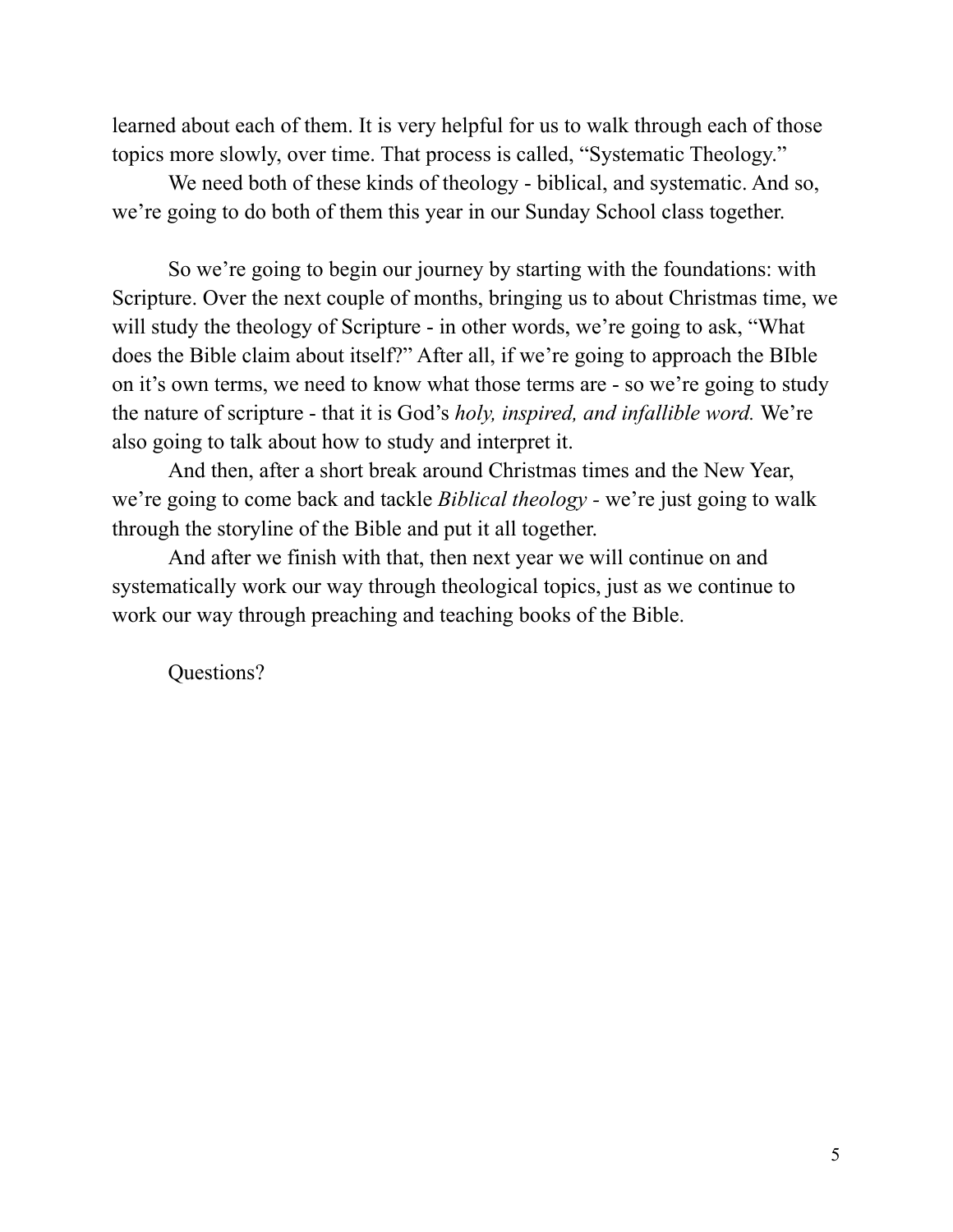learned about each of them. It is very helpful for us to walk through each of those topics more slowly, over time. That process is called, "Systematic Theology."

We need both of these kinds of theology - biblical, and systematic. And so, we're going to do both of them this year in our Sunday School class together.

So we're going to begin our journey by starting with the foundations: with Scripture. Over the next couple of months, bringing us to about Christmas time, we will study the theology of Scripture - in other words, we're going to ask, "What does the Bible claim about itself?" After all, if we're going to approach the BIble on it's own terms, we need to know what those terms are - so we're going to study the nature of scripture - that it is God's *holy, inspired, and infallible word.* We're also going to talk about how to study and interpret it.

And then, after a short break around Christmas times and the New Year, we're going to come back and tackle *Biblical theology* - we're just going to walk through the storyline of the Bible and put it all together.

And after we finish with that, then next year we will continue on and systematically work our way through theological topics, just as we continue to work our way through preaching and teaching books of the Bible.

Questions?